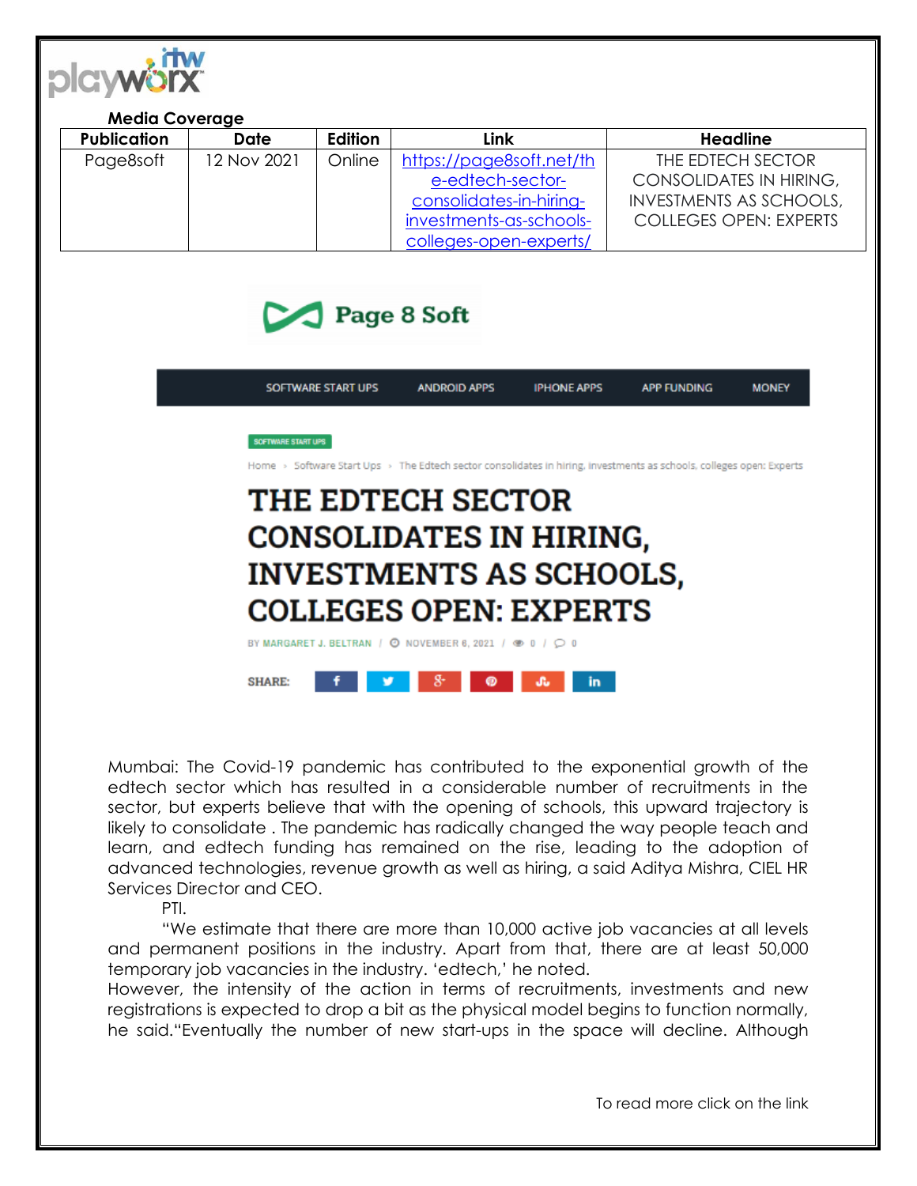**Media Coverage**

| Publication | Date | Edition | Link | Headline |
|---|---|---|---|---|
| Page8soft | 12 Nov 2021 | Online | https://page8soft.net/the-edtech-sector-consolidates-in-hiring-investments-as-schools-colleges-open-experts/ | THE EDTECH SECTOR CONSOLIDATES IN HIRING, INVESTMENTS AS SCHOOLS, COLLEGES OPEN: EXPERTS |

Page 8 Soft

SOFTWARE START UPS | ANDROID APPS | IPHONE APPS | APP FUNDING | MONEY

SOFTWARE START UPS

Home › Software Start Ups › The Edtech sector consolidates in hiring, investments as schools, colleges open: Experts

# THE EDTECH SECTOR CONSOLIDATES IN HIRING, INVESTMENTS AS SCHOOLS, COLLEGES OPEN: EXPERTS

BY MARGARET J. BELTRAN / NOVEMBER 6, 2021 / 0 / 0

SHARE:

Mumbai: The Covid-19 pandemic has contributed to the exponential growth of the edtech sector which has resulted in a considerable number of recruitments in the sector, but experts believe that with the opening of schools, this upward trajectory is likely to consolidate . The pandemic has radically changed the way people teach and learn, and edtech funding has remained on the rise, leading to the adoption of advanced technologies, revenue growth as well as hiring, a said Aditya Mishra, CIEL HR Services Director and CEO.

PTI.

"We estimate that there are more than 10,000 active job vacancies at all levels and permanent positions in the industry. Apart from that, there are at least 50,000 temporary job vacancies in the industry. 'edtech,' he noted.

However, the intensity of the action in terms of recruitments, investments and new registrations is expected to drop a bit as the physical model begins to function normally, he said."Eventually the number of new start-ups in the space will decline. Although

To read more click on the link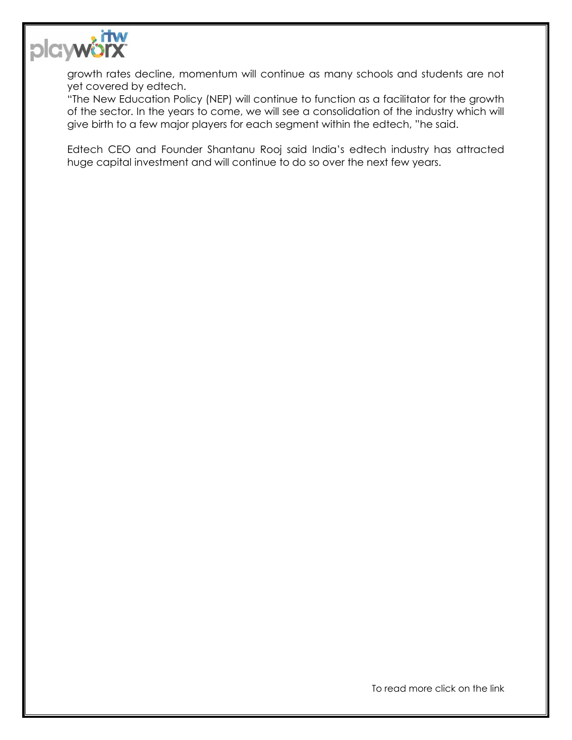growth rates decline, momentum will continue as many schools and students are not yet covered by edtech.

"The New Education Policy (NEP) will continue to function as a facilitator for the growth of the sector. In the years to come, we will see a consolidation of the industry which will give birth to a few major players for each segment within the edtech, "he said.

Edtech CEO and Founder Shantanu Rooj said India's edtech industry has attracted huge capital investment and will continue to do so over the next few years.

To read more click on the link